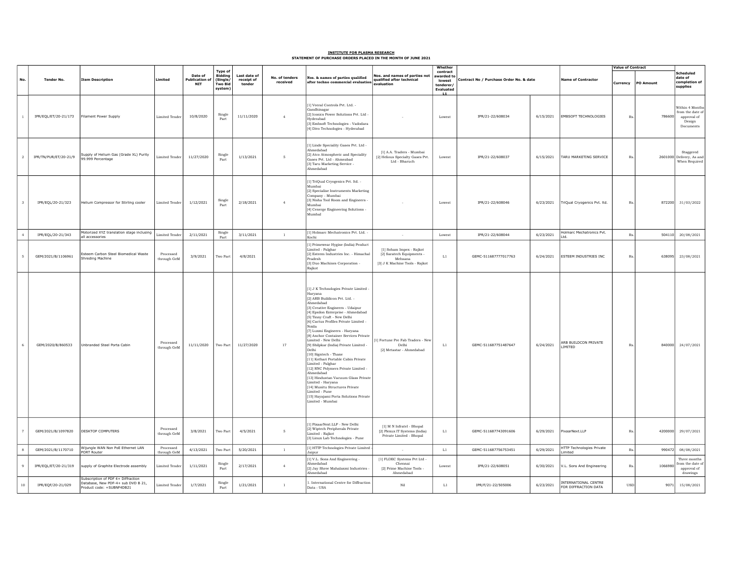**INSTITUTE FOR PLASMA RESEARCH**

**STATEMENT OF PURCHASE ORDERS PLACED IN THE MONTH OF JUNE 2021**

| No. | Tender No. | Item Description | Limited | Date of Publication of NIT | Type of Bidding (Single/ Two Bid system) | Last date of receipt of tender | No. of tenders received | Nos. & names of parties qualified after techno commercial evaluation | Nos. and names of parties not qualified after technical evaluation | Whether contract awarded to lowest tenderer/ Evaluated L1 | Contract No / Purchase Order No. & date | | Name of Contractor | Value of Contract | | Scheduled date of completion of supplies |
|---|---|---|---|---|---|---|---|---|---|---|---|---|---|---|---|---|
| | | | | | | | | | | | | | | Currency | PO Amount | |
| 1 | IPR/EQL/ET/20-21/173 | Filament Power Supply | Limited Tender | 10/8/2020 | Single Part | 11/11/2020 | 4 | [1] Veeral Controls Pvt. Ltd. - Gandhinagar [2] Iconics Power Solutions Pvt. Ltd - Hyderabad [3] Embsoft Technologies - Vadodara [4] Divo Technologies - Hyderabad | - | Lowest | IPR/21-22/608034 | 6/15/2021 | EMBSOFT TECHNOLOGIES | Rs. | 786600 | Within 4 Months from the date of approval of Design Documents |
| 2 | IPR/TN/PUR/ET/20-21/9 | Supply of Helium Gas (Grade XL) Purity 99.999 Percentage | Limited Tender | 11/27/2020 | Single Part | 1/13/2021 | 5 | [1] Linde Speciality Gases Pvt. Ltd - Ahmedabad [2] Atco Atmospheric and Speciality Gases Pvt. Ltd - Ahmedabad [3] Taru Marketing Service - Ahmedabad | [1] A.A. Tradera - Mumbai [2] Helious Specialty Gases Pvt. Ltd - Bharuch | Lowest | IPR/21-22/608037 | 6/15/2021 | TARU MARKETING SERVICE | Rs. | 2601000 | Staggered Delivery, As and When Required |
| 3 | IPR/EQL/20-21/323 | Helium Compressor for Stirling cooler | Limited Tender | 1/12/2021 | Single Part | 2/18/2021 | 4 | [1] TriQual Cryogenics Pvt. ltd. - Mumbai [2] Specialise Instruments Marketing Company - Mumbai [3] Nisha Tool Room and Engineers - Mumbai [4] Cenerge Engineering Solutions - Mumbai | - | Lowest | IPR/21-22/608046 | 6/23/2021 | TriQual Cryogenics Pvt. ltd. | Rs. | 872200 | 31/03/2022 |
| 4 | IPR/EQL/20-21/343 | Motorized XYZ translation stage inclusing all accessories | Limited Tender | 2/11/2021 | Single Part | 3/11/2021 | 1 | [1] Holmarc Mechatronics Pvt. Ltd. - Kochi | - | Lowest | IPR/21-22/608044 | 6/23/2021 | Holmarc Mechatronics Pvt. Ltd. | Rs. | 504110 | 20/08/2021 |
| 5 | GEM/2021/B/1106961 | Esteem Carbon Steel Biomedical Waste Shreding Machine | Processed through GeM | 3/9/2021 | Two Part | 4/8/2021 | | [1] Primewear Hygine (India) Product Limited - Palghar [2] Esteem Industries Inc. - Himachal Pradesh [3] Duo Machines Corporation - Rajkot | [1] Soham Impex - Rajkot [2] Saratech Equipments - Mehsana [3] J K Machine Tools - Rajkot | L1 | GEMC-511687777017763 | 6/24/2021 | ESTEEM INDUSTRIES INC | Rs. | 638095 | 23/08/2021 |
| 6 | GEM/2020/B/860533 | Unbranded Steel Porta Cabin | Processed through GeM | 11/11/2020 | Two Part | 11/27/2020 | 17 | [1] J K Technologies Private Limited - Haryana [2] ARB Buildicon Pvt. Ltd. - Ahmedabad [3] Creative Engineers - Udaipur [4] Epsilon Enterprise - Ahmedabad [5] Tinny Craft - New Delhi [6] Cactus Profiles Private Limited - Noida [7] Luxmi Engineers - Haryana [8] Anchor Container Services Private Limited - New Delhi [9] Shilpkar (India) Private Limited - Delhi [10] Signtech - Thane [11] Kothari Portable Cabin Private Limited - Palghar [12] RNC Polymers Private Limited - Ahmedabad [13] Hindustan Vacuum Glass Private Limited - Haryana [14] Munitu Structures Private Limited - Pune [15] Hayajami Porta Solutions Private Limited - Mumbai | [1] Fortune Pre Fab Traders - New Delhi [2] Metastar - Ahmedabad | L1 | GEMC-511687751487647 | 6/24/2021 | ARB BUILDCON PRIVATE LIMITED | Rs. | 840000 | 24/07/2021 |
| 7 | GEM/2021/B/1097820 | DESKTOP COMPUTERS | Processed through GeM | 3/8/2021 | Two Part | 4/5/2021 | 5 | [1] PixaarNext.LLP - New Delhi [2] Wiptech Peripherals Private Limited - Rajkot [3] Linux Lab Technologies - Pune | [1] M N Infratel - Bhopal [2] Plexux IT Systems (India) Private Limited - Bhopal | L1 | GEMC-511687743091606 | 6/29/2021 | PixaarNext.LLP | Rs. | 4200000 | 29/07/2021 |
| 8 | GEM/2021/B/1170710 | Wijungle WAN Non PoE Ethernet LAN PORT Router | Processed through GeM | 4/13/2021 | Two Part | 5/20/2021 | 1 | [1] HTTP Technologies Private Limited - Jaipur | - | L1 | GEMC-511687756753451 | 6/29/2021 | HTTP Technologies Private Limited | Rs. | 990472 | 08/08/2021 |
| 9 | IPR/EQL/ET/20-21/319 | supply of Graphite Electrode assembly | Limited Tender | 1/11/2021 | Single Part | 2/17/2021 | 4 | [1] V.L. Sons And Engineering - Ahmedabad [2] Jay Shree Mahalaxmi Industries - Ahmedabad | [1] FLDEC Systems Pvt Ltd - Chennai [2] Prime Machine Tools - Ahmedabad | Lowest | IPR/21-22/608051 | 6/30/2021 | V.L. Sons And Engineering | Rs. | 1066980 | Three months from the date of approval of drawings |
| 10 | IPR/EQF/20-21/029 | Subscription of PDF 4+ Diffraction Database, New PDF-4+ sub DVD B 21, Product code: +SUBNF4DB21 | Limited Tender | 1/7/2021 | Single Part | 1/21/2021 | 1 | 1. International Centre for Diffraction Data - USA | Nil | L1 | IPR/F/21-22/505006 | 6/23/2021 | INTERNATIONAL CENTRE FOR DIFFRACTION DATA | USD | 9071 | 15/08/2021 |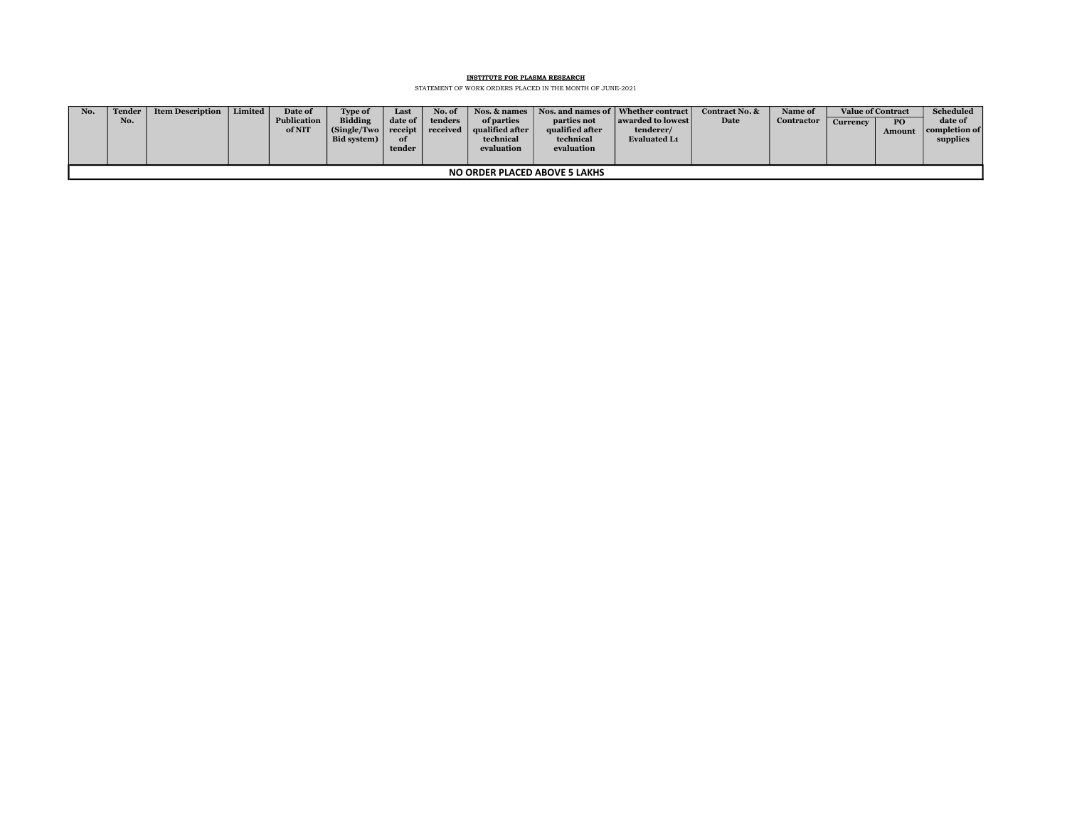**INSTITUTE FOR PLASMA RESEARCH**

STATEMENT OF WORK ORDERS PLACED IN THE MONTH OF JUNE-2021

| No. | Tender No. | Item Description | Limited | Date of Publication of NIT | Type of Bidding (Single/Two Bid system) | Last date of receipt of tender | No. of tenders received | Nos. & names of parties qualified after technical evaluation | Nos. and names of parties not qualified after technical evaluation | Whether contract awarded to lowest tenderer/ Evaluated L1 | Contract No. & Date | Name of Contractor | Value of Contract | | Scheduled date of completion of supplies |
|---|---|---|---|---|---|---|---|---|---|---|---|---|---|---|---|
| | | | | | | | | | | | | | Currency | PO Amount | |
| NO ORDER PLACED ABOVE 5 LAKHS | | | | | | | | | | | | | | | |